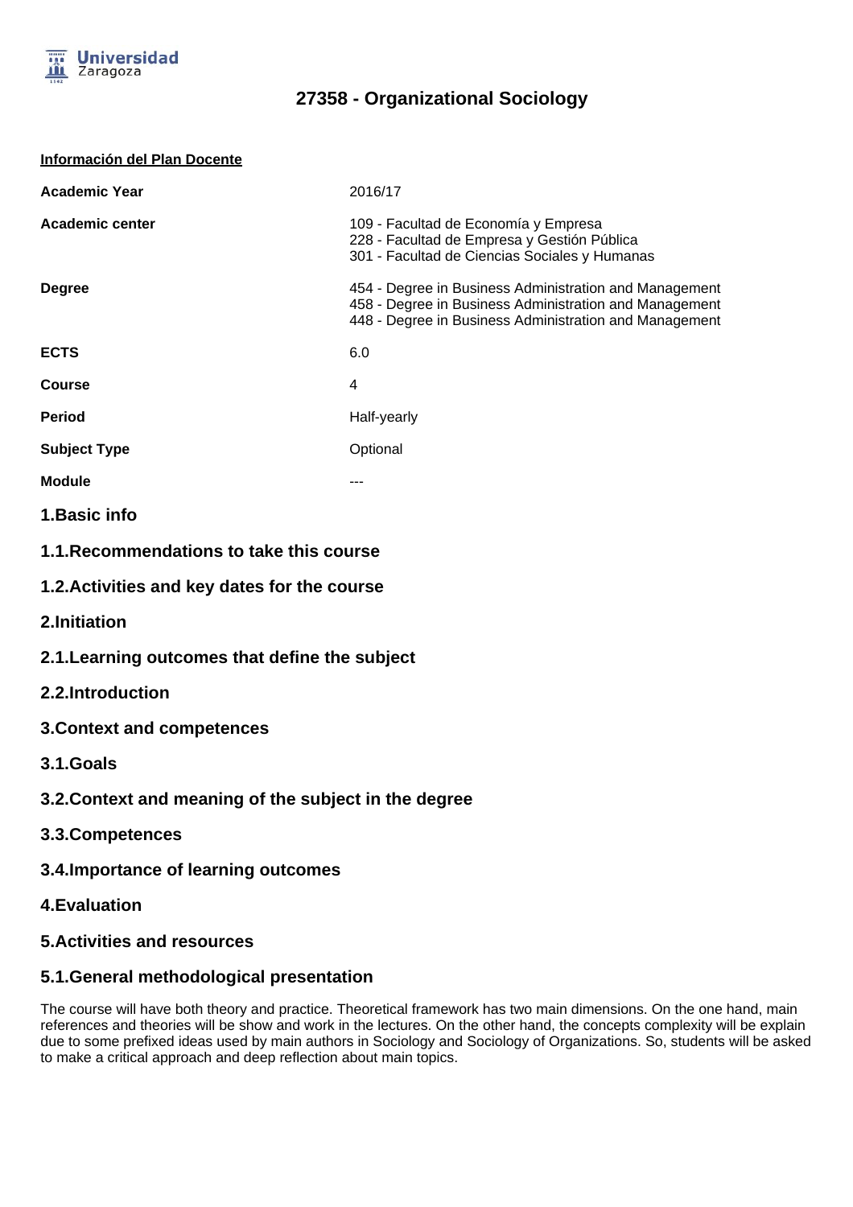# 27358 - Organizational Sociology

**Información del Plan Docente**

| | |
|---|---|
| **Academic Year** | 2016/17 |
| **Academic center** | 109 - Facultad de Economía y Empresa<br>228 - Facultad de Empresa y Gestión Pública<br>301 - Facultad de Ciencias Sociales y Humanas |
| **Degree** | 454 - Degree in Business Administration and Management<br>458 - Degree in Business Administration and Management<br>448 - Degree in Business Administration and Management |
| **ECTS** | 6.0 |
| **Course** | 4 |
| **Period** | Half-yearly |
| **Subject Type** | Optional |
| **Module** | --- |

## 1.Basic info

### 1.1.Recommendations to take this course

### 1.2.Activities and key dates for the course

## 2.Initiation

### 2.1.Learning outcomes that define the subject

### 2.2.Introduction

## 3.Context and competences

### 3.1.Goals

### 3.2.Context and meaning of the subject in the degree

### 3.3.Competences

### 3.4.Importance of learning outcomes

## 4.Evaluation

## 5.Activities and resources

### 5.1.General methodological presentation

The course will have both theory and practice. Theoretical framework has two main dimensions. On the one hand, main references and theories will be show and work in the lectures. On the other hand, the concepts complexity will be explain due to some prefixed ideas used by main authors in Sociology and Sociology of Organizations. So, students will be asked to make a critical approach and deep reflection about main topics.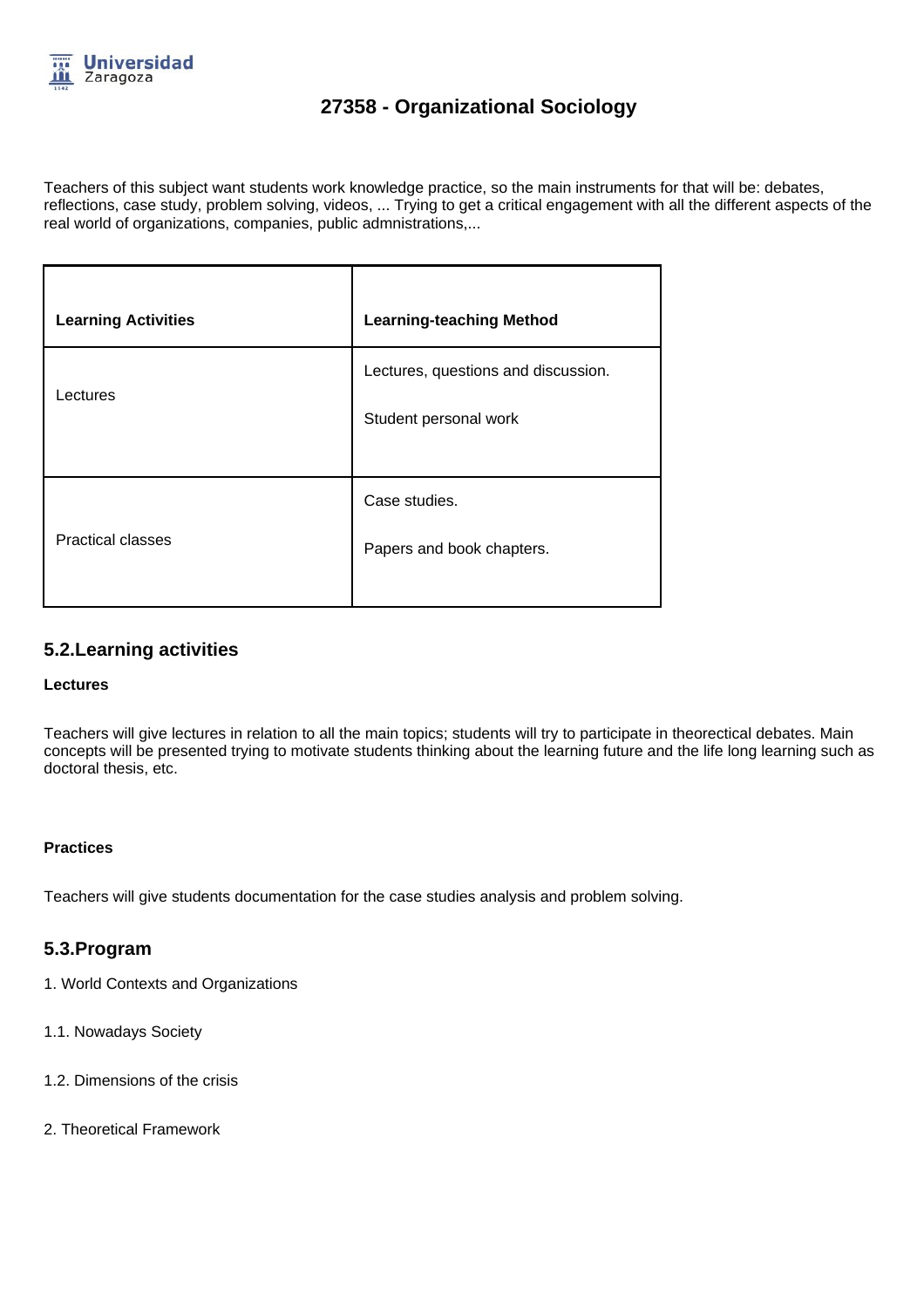# 27358 - Organizational Sociology

Teachers of this subject want students work knowledge practice, so the main instruments for that will be: debates, reflections, case study, problem solving, videos, ... Trying to get a critical engagement with all the different aspects of the real world of organizations, companies, public admnistrations,...

| **Learning Activities** | **Learning-teaching Method** |
|---|---|
| Lectures | Lectures, questions and discussion.<br><br>Student personal work |
| Practical classes | Case studies.<br><br>Papers and book chapters. |

## 5.2.Learning activities

**Lectures**

Teachers will give lectures in relation to all the main topics; students will try to participate in theorectical debates. Main concepts will be presented trying to motivate students thinking about the learning future and the life long learning such as doctoral thesis, etc.

**Practices**

Teachers will give students documentation for the case studies analysis and problem solving.

## 5.3.Program

1. World Contexts and Organizations

1.1. Nowadays Society

1.2. Dimensions of the crisis

2. Theoretical Framework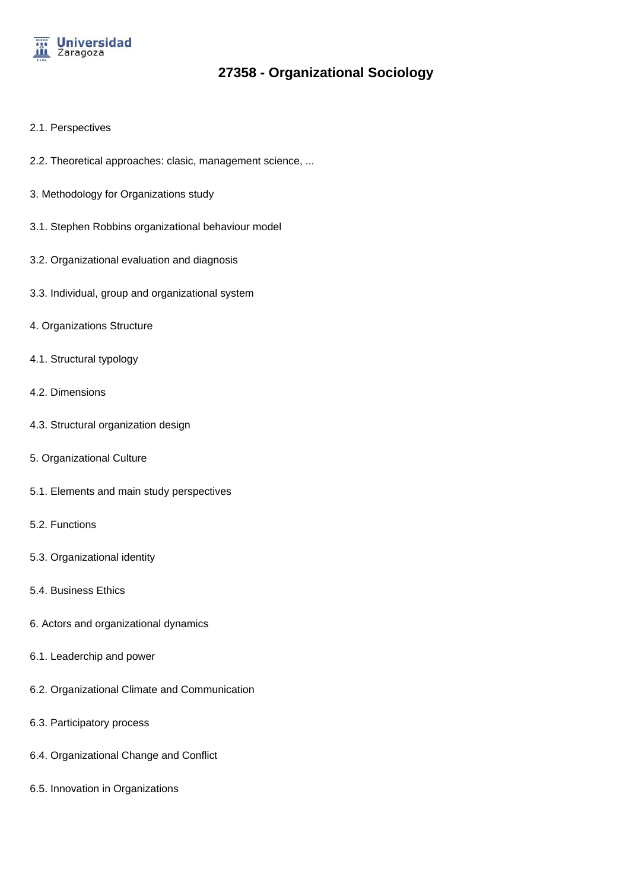# 27358 - Organizational Sociology

2.1. Perspectives

2.2. Theoretical approaches: clasic, management science, ...

3. Methodology for Organizations study

3.1. Stephen Robbins organizational behaviour model

3.2. Organizational evaluation and diagnosis

3.3. Individual, group and organizational system

4. Organizations Structure

4.1. Structural typology

4.2. Dimensions

4.3. Structural organization design

5. Organizational Culture

5.1. Elements and main study perspectives

5.2. Functions

5.3. Organizational identity

5.4. Business Ethics

6. Actors and organizational dynamics

6.1. Leaderchip and power

6.2. Organizational Climate and Communication

6.3. Participatory process

6.4. Organizational Change and Conflict

6.5. Innovation in Organizations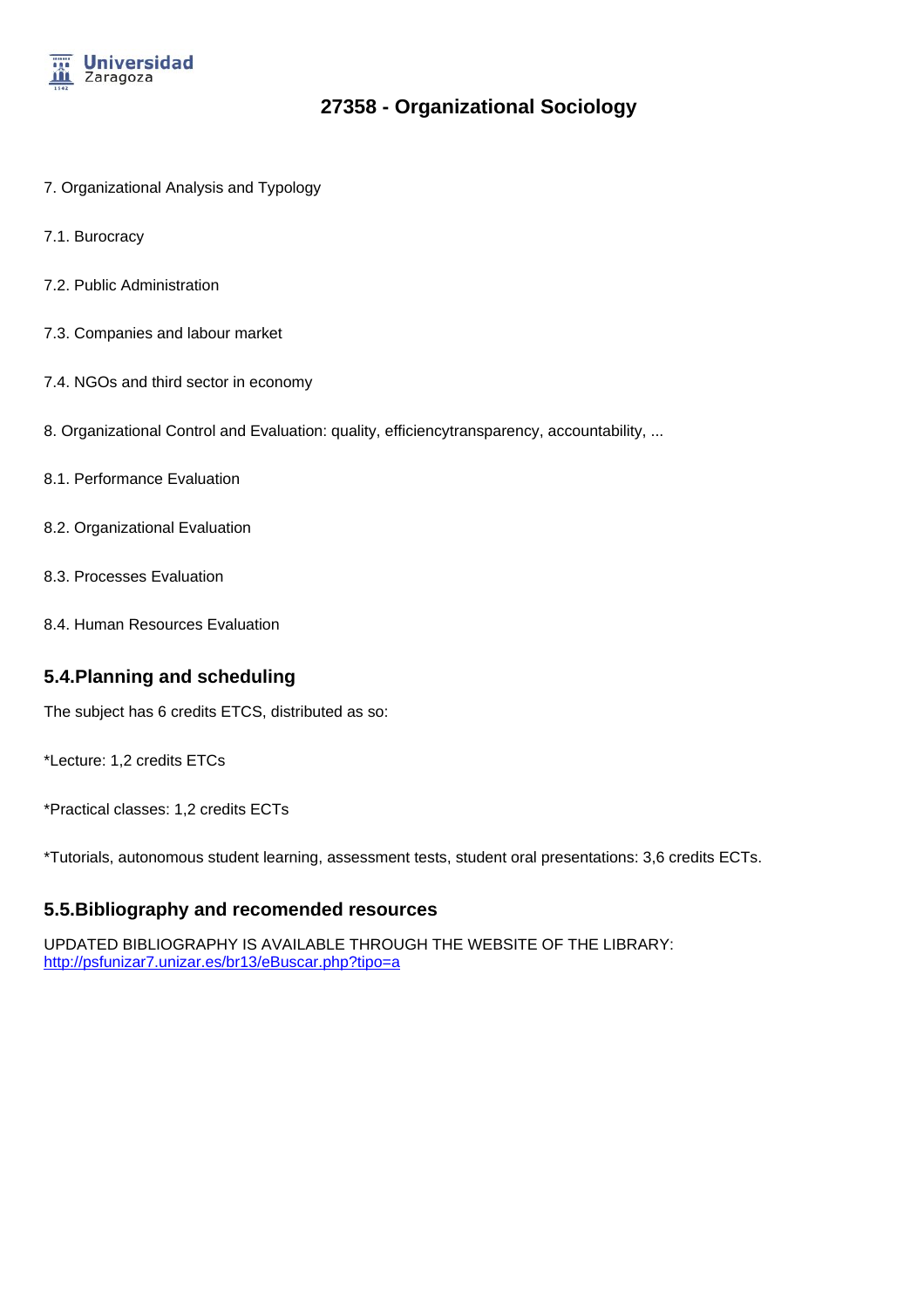7. Organizational Analysis and Typology

7.1. Burocracy

7.2. Public Administration

7.3. Companies and labour market

7.4. NGOs and third sector in economy

8. Organizational Control and Evaluation: quality, efficiencytransparency, accountability, ...

8.1. Performance Evaluation

8.2. Organizational Evaluation

8.3. Processes Evaluation

8.4. Human Resources Evaluation

## 5.4.Planning and scheduling

The subject has 6 credits ETCS, distributed as so:

*Lecture: 1,2 credits ETCs

*Practical classes: 1,2 credits ECTs

*Tutorials, autonomous student learning, assessment tests, student oral presentations: 3,6 credits ECTs.

## 5.5.Bibliography and recomended resources

UPDATED BIBLIOGRAPHY IS AVAILABLE THROUGH THE WEBSITE OF THE LIBRARY:
http://psfunizar7.unizar.es/br13/eBuscar.php?tipo=a